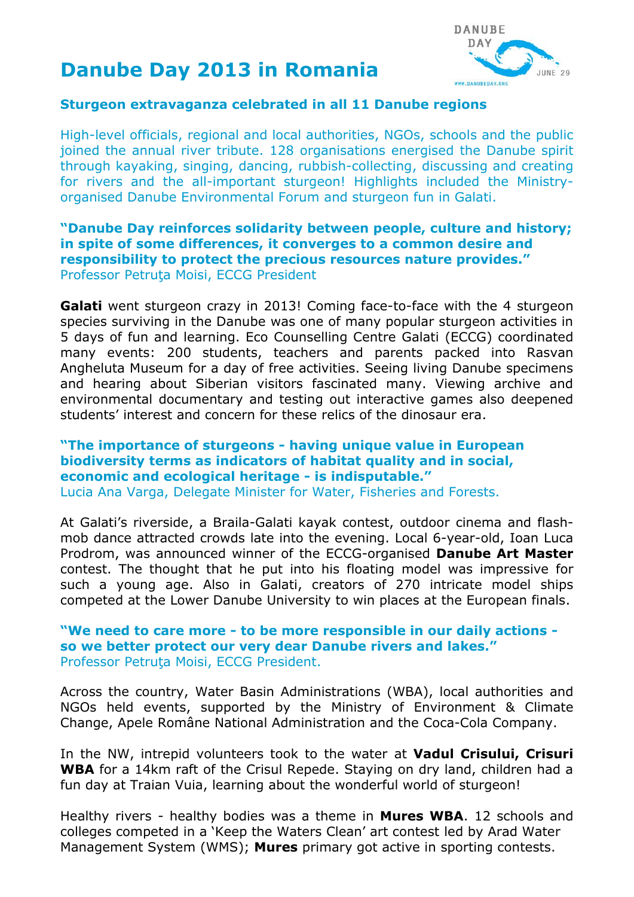# Danube Day 2013 in Romania

## Sturgeon extravaganza celebrated in all 11 Danube regions

High-level officials, regional and local authorities, NGOs, schools and the public joined the annual river tribute. 128 organisations energised the Danube spirit through kayaking, singing, dancing, rubbish-collecting, discussing and creating for rivers and the all-important sturgeon! Highlights included the Ministry-organised Danube Environmental Forum and sturgeon fun in Galati.

**"Danube Day reinforces solidarity between people, culture and history; in spite of some differences, it converges to a common desire and responsibility to protect the precious resources nature provides."**
Professor Petruţa Moisi, ECCG President

**Galati** went sturgeon crazy in 2013! Coming face-to-face with the 4 sturgeon species surviving in the Danube was one of many popular sturgeon activities in 5 days of fun and learning. Eco Counselling Centre Galati (ECCG) coordinated many events: 200 students, teachers and parents packed into Rasvan Angheluta Museum for a day of free activities. Seeing living Danube specimens and hearing about Siberian visitors fascinated many. Viewing archive and environmental documentary and testing out interactive games also deepened students' interest and concern for these relics of the dinosaur era.

**"The importance of sturgeons - having unique value in European biodiversity terms as indicators of habitat quality and in social, economic and ecological heritage - is indisputable."**
Lucia Ana Varga, Delegate Minister for Water, Fisheries and Forests.

At Galati's riverside, a Braila-Galati kayak contest, outdoor cinema and flash-mob dance attracted crowds late into the evening. Local 6-year-old, Ioan Luca Prodrom, was announced winner of the ECCG-organised **Danube Art Master** contest. The thought that he put into his floating model was impressive for such a young age. Also in Galati, creators of 270 intricate model ships competed at the Lower Danube University to win places at the European finals.

**"We need to care more - to be more responsible in our daily actions - so we better protect our very dear Danube rivers and lakes."**
Professor Petruţa Moisi, ECCG President.

Across the country, Water Basin Administrations (WBA), local authorities and NGOs held events, supported by the Ministry of Environment & Climate Change, Apele Române National Administration and the Coca-Cola Company.

In the NW, intrepid volunteers took to the water at **Vadul Crisului, Crisuri WBA** for a 14km raft of the Crisul Repede. Staying on dry land, children had a fun day at Traian Vuia, learning about the wonderful world of sturgeon!

Healthy rivers - healthy bodies was a theme in **Mures WBA**. 12 schools and colleges competed in a 'Keep the Waters Clean' art contest led by Arad Water Management System (WMS); **Mures** primary got active in sporting contests.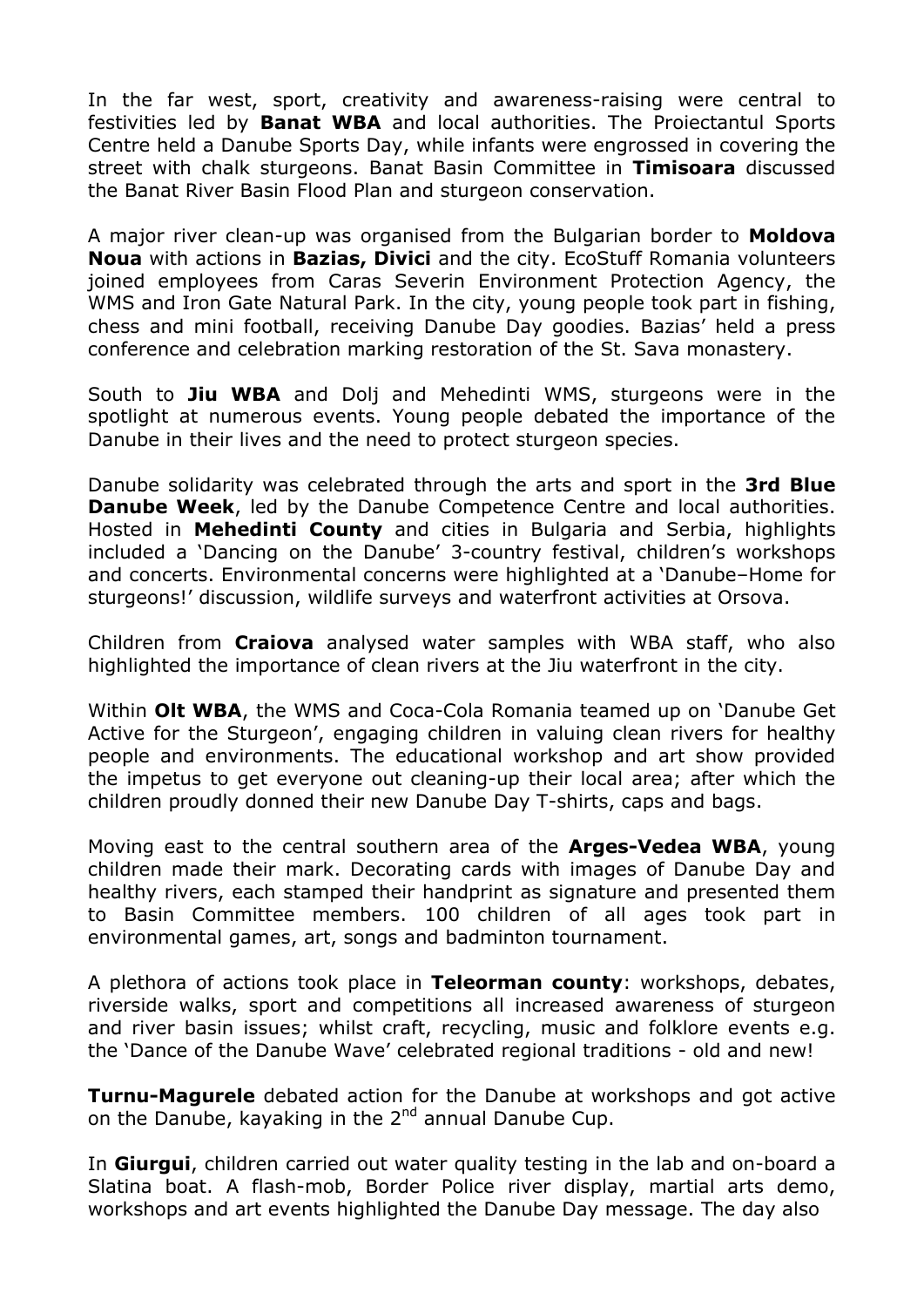In the far west, sport, creativity and awareness-raising were central to festivities led by **Banat WBA** and local authorities. The Proiectantul Sports Centre held a Danube Sports Day, while infants were engrossed in covering the street with chalk sturgeons. Banat Basin Committee in **Timisoara** discussed the Banat River Basin Flood Plan and sturgeon conservation.

A major river clean-up was organised from the Bulgarian border to **Moldova Noua** with actions in **Bazias, Divici** and the city. EcoStuff Romania volunteers joined employees from Caras Severin Environment Protection Agency, the WMS and Iron Gate Natural Park. In the city, young people took part in fishing, chess and mini football, receiving Danube Day goodies. Bazias' held a press conference and celebration marking restoration of the St. Sava monastery.

South to **Jiu WBA** and Dolj and Mehedinti WMS, sturgeons were in the spotlight at numerous events. Young people debated the importance of the Danube in their lives and the need to protect sturgeon species.

Danube solidarity was celebrated through the arts and sport in the **3rd Blue Danube Week**, led by the Danube Competence Centre and local authorities. Hosted in **Mehedinti County** and cities in Bulgaria and Serbia, highlights included a 'Dancing on the Danube' 3-country festival, children's workshops and concerts. Environmental concerns were highlighted at a 'Danube–Home for sturgeons!' discussion, wildlife surveys and waterfront activities at Orsova.

Children from **Craiova** analysed water samples with WBA staff, who also highlighted the importance of clean rivers at the Jiu waterfront in the city.

Within **Olt WBA**, the WMS and Coca-Cola Romania teamed up on 'Danube Get Active for the Sturgeon', engaging children in valuing clean rivers for healthy people and environments. The educational workshop and art show provided the impetus to get everyone out cleaning-up their local area; after which the children proudly donned their new Danube Day T-shirts, caps and bags.

Moving east to the central southern area of the **Arges-Vedea WBA**, young children made their mark. Decorating cards with images of Danube Day and healthy rivers, each stamped their handprint as signature and presented them to Basin Committee members. 100 children of all ages took part in environmental games, art, songs and badminton tournament.

A plethora of actions took place in **Teleorman county**: workshops, debates, riverside walks, sport and competitions all increased awareness of sturgeon and river basin issues; whilst craft, recycling, music and folklore events e.g. the 'Dance of the Danube Wave' celebrated regional traditions - old and new!

**Turnu-Magurele** debated action for the Danube at workshops and got active on the Danube, kayaking in the 2nd annual Danube Cup.

In **Giurgui**, children carried out water quality testing in the lab and on-board a Slatina boat. A flash-mob, Border Police river display, martial arts demo, workshops and art events highlighted the Danube Day message. The day also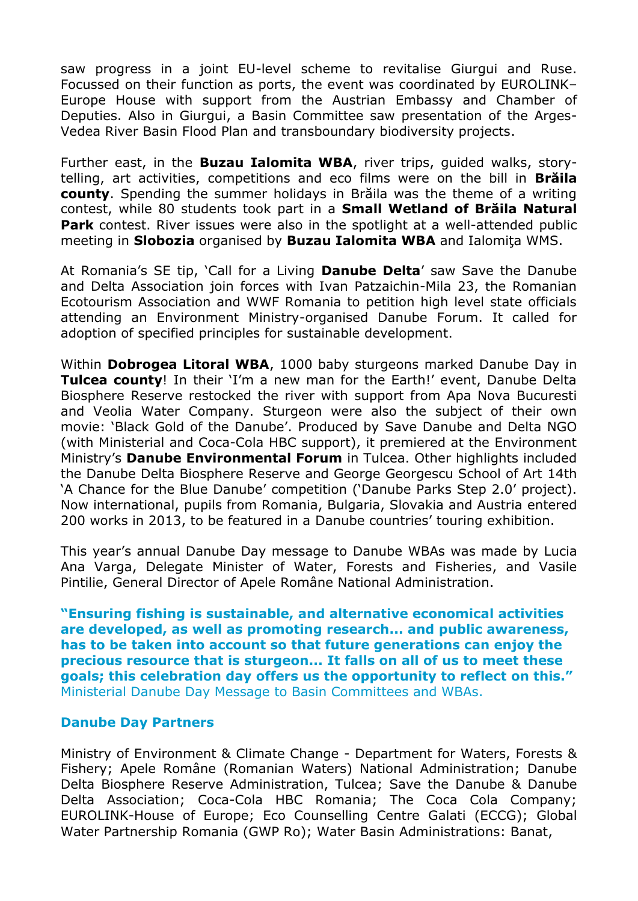saw progress in a joint EU-level scheme to revitalise Giurgui and Ruse. Focussed on their function as ports, the event was coordinated by EUROLINK–Europe House with support from the Austrian Embassy and Chamber of Deputies. Also in Giurgui, a Basin Committee saw presentation of the Arges-Vedea River Basin Flood Plan and transboundary biodiversity projects.

Further east, in the **Buzau Ialomita WBA**, river trips, guided walks, story-telling, art activities, competitions and eco films were on the bill in **Brăila county**. Spending the summer holidays in Brăila was the theme of a writing contest, while 80 students took part in a **Small Wetland of Brăila Natural Park** contest. River issues were also in the spotlight at a well-attended public meeting in **Slobozia** organised by **Buzau Ialomita WBA** and Ialomiţa WMS.

At Romania's SE tip, 'Call for a Living **Danube Delta**' saw Save the Danube and Delta Association join forces with Ivan Patzaichin-Mila 23, the Romanian Ecotourism Association and WWF Romania to petition high level state officials attending an Environment Ministry-organised Danube Forum. It called for adoption of specified principles for sustainable development.

Within **Dobrogea Litoral WBA**, 1000 baby sturgeons marked Danube Day in **Tulcea county**! In their 'I'm a new man for the Earth!' event, Danube Delta Biosphere Reserve restocked the river with support from Apa Nova Bucuresti and Veolia Water Company. Sturgeon were also the subject of their own movie: 'Black Gold of the Danube'. Produced by Save Danube and Delta NGO (with Ministerial and Coca-Cola HBC support), it premiered at the Environment Ministry's **Danube Environmental Forum** in Tulcea. Other highlights included the Danube Delta Biosphere Reserve and George Georgescu School of Art 14th 'A Chance for the Blue Danube' competition ('Danube Parks Step 2.0' project). Now international, pupils from Romania, Bulgaria, Slovakia and Austria entered 200 works in 2013, to be featured in a Danube countries' touring exhibition.

This year's annual Danube Day message to Danube WBAs was made by Lucia Ana Varga, Delegate Minister of Water, Forests and Fisheries, and Vasile Pintilie, General Director of Apele Române National Administration.

**"Ensuring fishing is sustainable, and alternative economical activities are developed, as well as promoting research... and public awareness, has to be taken into account so that future generations can enjoy the precious resource that is sturgeon... It falls on all of us to meet these goals; this celebration day offers us the opportunity to reflect on this."**
Ministerial Danube Day Message to Basin Committees and WBAs.

### Danube Day Partners

Ministry of Environment & Climate Change - Department for Waters, Forests & Fishery; Apele Române (Romanian Waters) National Administration; Danube Delta Biosphere Reserve Administration, Tulcea; Save the Danube & Danube Delta Association; Coca-Cola HBC Romania; The Coca Cola Company; EUROLINK-House of Europe; Eco Counselling Centre Galati (ECCG); Global Water Partnership Romania (GWP Ro); Water Basin Administrations: Banat,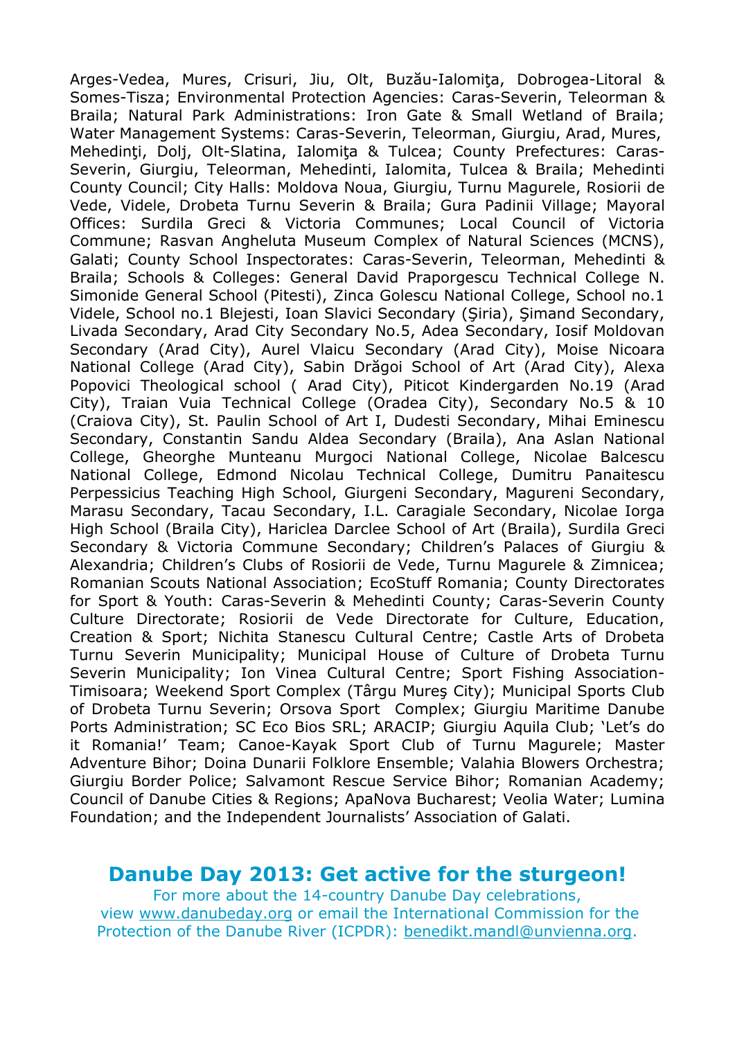Arges-Vedea, Mures, Crisuri, Jiu, Olt, Buzău-Ialomiţa, Dobrogea-Litoral & Somes-Tisza; Environmental Protection Agencies: Caras-Severin, Teleorman & Braila; Natural Park Administrations: Iron Gate & Small Wetland of Braila; Water Management Systems: Caras-Severin, Teleorman, Giurgiu, Arad, Mures, Mehedinţi, Dolj, Olt-Slatina, Ialomiţa & Tulcea; County Prefectures: Caras-Severin, Giurgiu, Teleorman, Mehedinti, Ialomita, Tulcea & Braila; Mehedinti County Council; City Halls: Moldova Noua, Giurgiu, Turnu Magurele, Rosiorii de Vede, Videle, Drobeta Turnu Severin & Braila; Gura Padinii Village; Mayoral Offices: Surdila Greci & Victoria Communes; Local Council of Victoria Commune; Rasvan Angheluta Museum Complex of Natural Sciences (MCNS), Galati; County School Inspectorates: Caras-Severin, Teleorman, Mehedinti & Braila; Schools & Colleges: General David Praporgescu Technical College N. Simonide General School (Pitesti), Zinca Golescu National College, School no.1 Videle, School no.1 Blejesti, Ioan Slavici Secondary (Şiria), Şimand Secondary, Livada Secondary, Arad City Secondary No.5, Adea Secondary, Iosif Moldovan Secondary (Arad City), Aurel Vlaicu Secondary (Arad City), Moise Nicoara National College (Arad City), Sabin Drăgoi School of Art (Arad City), Alexa Popovici Theological school ( Arad City), Piticot Kindergarden No.19 (Arad City), Traian Vuia Technical College (Oradea City), Secondary No.5 & 10 (Craiova City), St. Paulin School of Art I, Dudesti Secondary, Mihai Eminescu Secondary, Constantin Sandu Aldea Secondary (Braila), Ana Aslan National College, Gheorghe Munteanu Murgoci National College, Nicolae Balcescu National College, Edmond Nicolau Technical College, Dumitru Panaitescu Perpessicius Teaching High School, Giurgeni Secondary, Magureni Secondary, Marasu Secondary, Tacau Secondary, I.L. Caragiale Secondary, Nicolae Iorga High School (Braila City), Hariclea Darclee School of Art (Braila), Surdila Greci Secondary & Victoria Commune Secondary; Children's Palaces of Giurgiu & Alexandria; Children's Clubs of Rosiorii de Vede, Turnu Magurele & Zimnicea; Romanian Scouts National Association; EcoStuff Romania; County Directorates for Sport & Youth: Caras-Severin & Mehedinti County; Caras-Severin County Culture Directorate; Rosiorii de Vede Directorate for Culture, Education, Creation & Sport; Nichita Stanescu Cultural Centre; Castle Arts of Drobeta Turnu Severin Municipality; Municipal House of Culture of Drobeta Turnu Severin Municipality; Ion Vinea Cultural Centre; Sport Fishing Association-Timisoara; Weekend Sport Complex (Târgu Mureş City); Municipal Sports Club of Drobeta Turnu Severin; Orsova Sport Complex; Giurgiu Maritime Danube Ports Administration; SC Eco Bios SRL; ARACIP; Giurgiu Aquila Club; 'Let's do it Romania!' Team; Canoe-Kayak Sport Club of Turnu Magurele; Master Adventure Bihor; Doina Dunarii Folklore Ensemble; Valahia Blowers Orchestra; Giurgiu Border Police; Salvamont Rescue Service Bihor; Romanian Academy; Council of Danube Cities & Regions; ApaNova Bucharest; Veolia Water; Lumina Foundation; and the Independent Journalists' Association of Galati.

## Danube Day 2013: Get active for the sturgeon!

For more about the 14-country Danube Day celebrations, view www.danubeday.org or email the International Commission for the Protection of the Danube River (ICPDR): benedikt.mandl@unvienna.org.